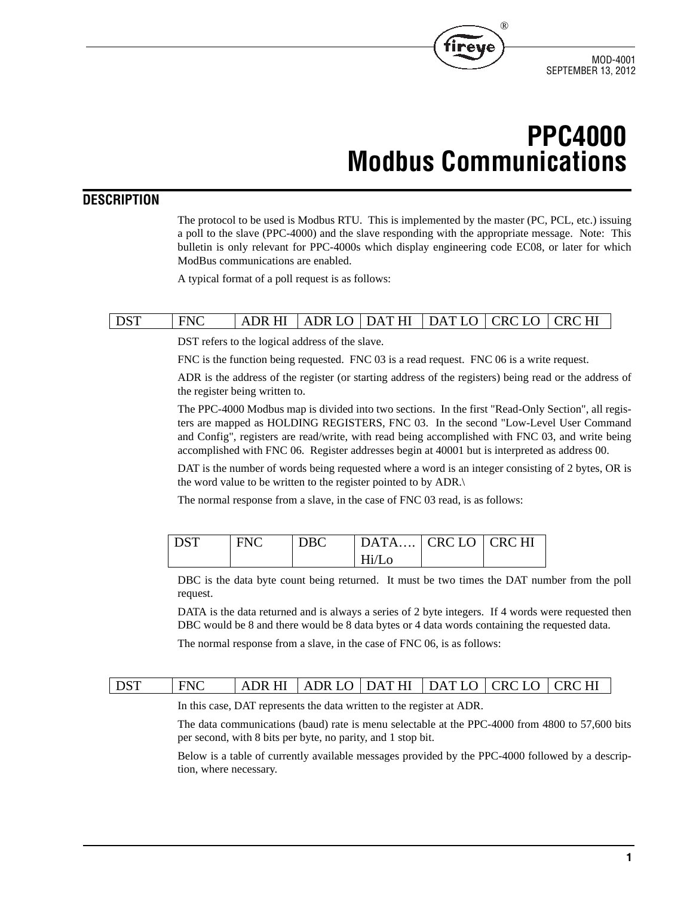# PPC4000
# Modbus Communications

## DESCRIPTION

The protocol to be used is Modbus RTU. This is implemented by the master (PC, PCL, etc.) issuing a poll to the slave (PPC-4000) and the slave responding with the appropriate message. Note: This bulletin is only relevant for PPC-4000s which display engineering code EC08, or later for which ModBus communications are enabled.

A typical format of a poll request is as follows:

| DST | FNC | ADR HI | ADR LO | DAT HI | DAT LO | CRC LO | CRC HI |
|---|---|---|---|---|---|---|---|

DST refers to the logical address of the slave.

FNC is the function being requested. FNC 03 is a read request. FNC 06 is a write request.

ADR is the address of the register (or starting address of the registers) being read or the address of the register being written to.

The PPC-4000 Modbus map is divided into two sections. In the first "Read-Only Section", all registers are mapped as HOLDING REGISTERS, FNC 03. In the second "Low-Level User Command and Config", registers are read/write, with read being accomplished with FNC 03, and write being accomplished with FNC 06. Register addresses begin at 40001 but is interpreted as address 00.

DAT is the number of words being requested where a word is an integer consisting of 2 bytes, OR is the word value to be written to the register pointed to by ADR.\

The normal response from a slave, in the case of FNC 03 read, is as follows:

| DST | FNC | DBC | DATA…. Hi/Lo | CRC LO | CRC HI |
|---|---|---|---|---|---|

DBC is the data byte count being returned. It must be two times the DAT number from the poll request.

DATA is the data returned and is always a series of 2 byte integers. If 4 words were requested then DBC would be 8 and there would be 8 data bytes or 4 data words containing the requested data.

The normal response from a slave, in the case of FNC 06, is as follows:

| DST | FNC | ADR HI | ADR LO | DAT HI | DAT LO | CRC LO | CRC HI |
|---|---|---|---|---|---|---|---|

In this case, DAT represents the data written to the register at ADR.

The data communications (baud) rate is menu selectable at the PPC-4000 from 4800 to 57,600 bits per second, with 8 bits per byte, no parity, and 1 stop bit.

Below is a table of currently available messages provided by the PPC-4000 followed by a description, where necessary.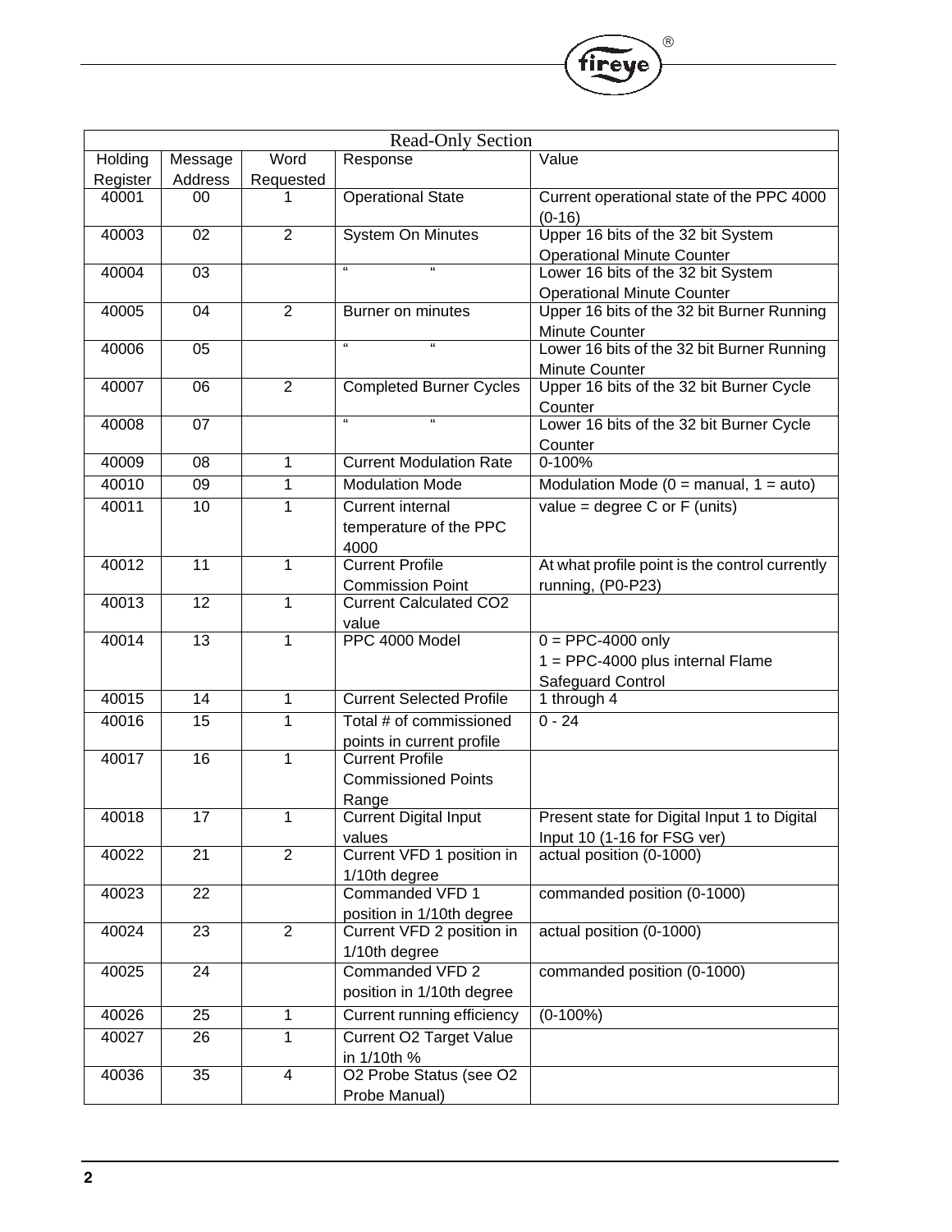| Read-Only Section | | | | |
|---|---|---|---|---|
| Holding Register | Message Address | Word Requested | Response | Value |
| 40001 | 00 | 1 | Operational State | Current operational state of the PPC 4000 (0-16) |
| 40003 | 02 | 2 | System On Minutes | Upper 16 bits of the 32 bit System Operational Minute Counter |
| 40004 | 03 | | " " | Lower 16 bits of the 32 bit System Operational Minute Counter |
| 40005 | 04 | 2 | Burner on minutes | Upper 16 bits of the 32 bit Burner Running Minute Counter |
| 40006 | 05 | | " " | Lower 16 bits of the 32 bit Burner Running Minute Counter |
| 40007 | 06 | 2 | Completed Burner Cycles | Upper 16 bits of the 32 bit Burner Cycle Counter |
| 40008 | 07 | | " " | Lower 16 bits of the 32 bit Burner Cycle Counter |
| 40009 | 08 | 1 | Current Modulation Rate | 0-100% |
| 40010 | 09 | 1 | Modulation Mode | Modulation Mode (0 = manual, 1 = auto) |
| 40011 | 10 | 1 | Current internal temperature of the PPC 4000 | value = degree C or F (units) |
| 40012 | 11 | 1 | Current Profile Commission Point | At what profile point is the control currently running, (P0-P23) |
| 40013 | 12 | 1 | Current Calculated CO2 value | |
| 40014 | 13 | 1 | PPC 4000 Model | 0 = PPC-4000 only<br>1 = PPC-4000 plus internal Flame Safeguard Control |
| 40015 | 14 | 1 | Current Selected Profile | 1 through 4 |
| 40016 | 15 | 1 | Total # of commissioned points in current profile | 0 - 24 |
| 40017 | 16 | 1 | Current Profile Commissioned Points Range | |
| 40018 | 17 | 1 | Current Digital Input values | Present state for Digital Input 1 to Digital Input 10 (1-16 for FSG ver) |
| 40022 | 21 | 2 | Current VFD 1 position in 1/10th degree | actual position (0-1000) |
| 40023 | 22 | | Commanded VFD 1 position in 1/10th degree | commanded position (0-1000) |
| 40024 | 23 | 2 | Current VFD 2 position in 1/10th degree | actual position (0-1000) |
| 40025 | 24 | | Commanded VFD 2 position in 1/10th degree | commanded position (0-1000) |
| 40026 | 25 | 1 | Current running efficiency | (0-100%) |
| 40027 | 26 | 1 | Current O2 Target Value in 1/10th % | |
| 40036 | 35 | 4 | O2 Probe Status (see O2 Probe Manual) | |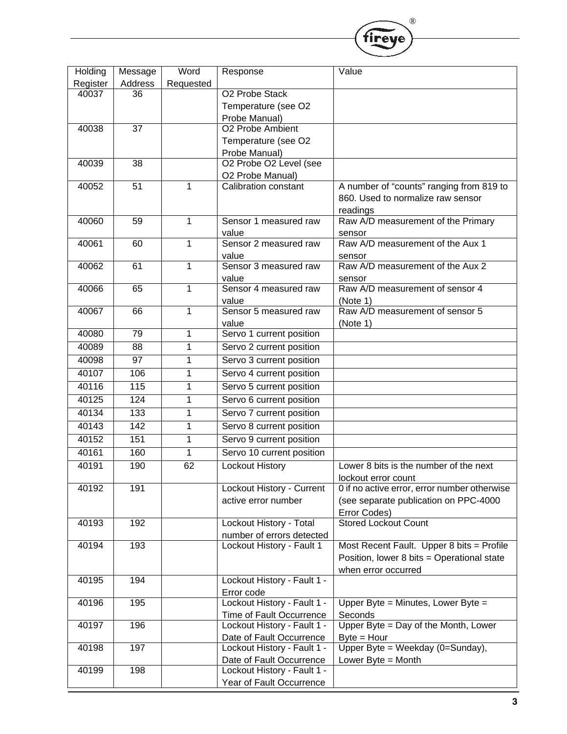| Holding Register | Message Address | Word Requested | Response | Value |
| --- | --- | --- | --- | --- |
| 40037 | 36 | | O2 Probe Stack Temperature (see O2 Probe Manual) | |
| 40038 | 37 | | O2 Probe Ambient Temperature (see O2 Probe Manual) | |
| 40039 | 38 | | O2 Probe O2 Level (see O2 Probe Manual) | |
| 40052 | 51 | 1 | Calibration constant | A number of "counts" ranging from 819 to 860. Used to normalize raw sensor readings |
| 40060 | 59 | 1 | Sensor 1 measured raw value | Raw A/D measurement of the Primary sensor |
| 40061 | 60 | 1 | Sensor 2 measured raw value | Raw A/D measurement of the Aux 1 sensor |
| 40062 | 61 | 1 | Sensor 3 measured raw value | Raw A/D measurement of the Aux 2 sensor |
| 40066 | 65 | 1 | Sensor 4 measured raw value | Raw A/D measurement of sensor 4 (Note 1) |
| 40067 | 66 | 1 | Sensor 5 measured raw value | Raw A/D measurement of sensor 5 (Note 1) |
| 40080 | 79 | 1 | Servo 1 current position | |
| 40089 | 88 | 1 | Servo 2 current position | |
| 40098 | 97 | 1 | Servo 3 current position | |
| 40107 | 106 | 1 | Servo 4 current position | |
| 40116 | 115 | 1 | Servo 5 current position | |
| 40125 | 124 | 1 | Servo 6 current position | |
| 40134 | 133 | 1 | Servo 7 current position | |
| 40143 | 142 | 1 | Servo 8 current position | |
| 40152 | 151 | 1 | Servo 9 current position | |
| 40161 | 160 | 1 | Servo 10 current position | |
| 40191 | 190 | 62 | Lockout History | Lower 8 bits is the number of the next lockout error count |
| 40192 | 191 | | Lockout History - Current active error number | 0 if no active error, error number otherwise (see separate publication on PPC-4000 Error Codes) |
| 40193 | 192 | | Lockout History - Total number of errors detected | Stored Lockout Count |
| 40194 | 193 | | Lockout History - Fault 1 | Most Recent Fault. Upper 8 bits = Profile Position, lower 8 bits = Operational state when error occurred |
| 40195 | 194 | | Lockout History - Fault 1 - Error code | |
| 40196 | 195 | | Lockout History - Fault 1 - Time of Fault Occurrence | Upper Byte = Minutes, Lower Byte = Seconds |
| 40197 | 196 | | Lockout History - Fault 1 - Date of Fault Occurrence | Upper Byte = Day of the Month, Lower Byte = Hour |
| 40198 | 197 | | Lockout History - Fault 1 - Date of Fault Occurrence | Upper Byte = Weekday (0=Sunday), Lower Byte = Month |
| 40199 | 198 | | Lockout History - Fault 1 - Year of Fault Occurrence | |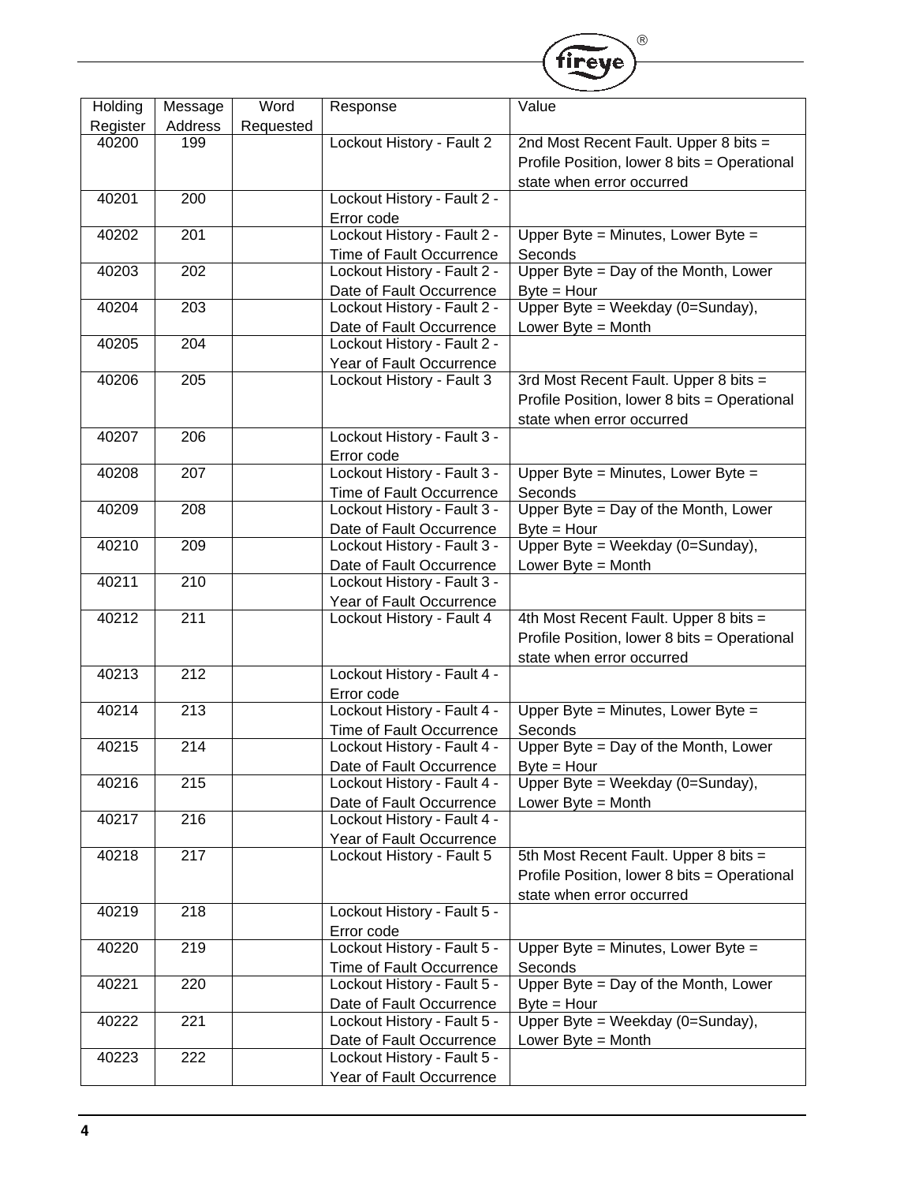| Holding Register | Message Address | Word Requested | Response | Value |
|---|---|---|---|---|
| 40200 | 199 | | Lockout History - Fault 2 | 2nd Most Recent Fault. Upper 8 bits = Profile Position, lower 8 bits = Operational state when error occurred |
| 40201 | 200 | | Lockout History - Fault 2 - Error code | |
| 40202 | 201 | | Lockout History - Fault 2 - Time of Fault Occurrence | Upper Byte = Minutes, Lower Byte = Seconds |
| 40203 | 202 | | Lockout History - Fault 2 - Date of Fault Occurrence | Upper Byte = Day of the Month, Lower Byte = Hour |
| 40204 | 203 | | Lockout History - Fault 2 - Date of Fault Occurrence | Upper Byte = Weekday (0=Sunday), Lower Byte = Month |
| 40205 | 204 | | Lockout History - Fault 2 - Year of Fault Occurrence | |
| 40206 | 205 | | Lockout History - Fault 3 | 3rd Most Recent Fault. Upper 8 bits = Profile Position, lower 8 bits = Operational state when error occurred |
| 40207 | 206 | | Lockout History - Fault 3 - Error code | |
| 40208 | 207 | | Lockout History - Fault 3 - Time of Fault Occurrence | Upper Byte = Minutes, Lower Byte = Seconds |
| 40209 | 208 | | Lockout History - Fault 3 - Date of Fault Occurrence | Upper Byte = Day of the Month, Lower Byte = Hour |
| 40210 | 209 | | Lockout History - Fault 3 - Date of Fault Occurrence | Upper Byte = Weekday (0=Sunday), Lower Byte = Month |
| 40211 | 210 | | Lockout History - Fault 3 - Year of Fault Occurrence | |
| 40212 | 211 | | Lockout History - Fault 4 | 4th Most Recent Fault. Upper 8 bits = Profile Position, lower 8 bits = Operational state when error occurred |
| 40213 | 212 | | Lockout History - Fault 4 - Error code | |
| 40214 | 213 | | Lockout History - Fault 4 - Time of Fault Occurrence | Upper Byte = Minutes, Lower Byte = Seconds |
| 40215 | 214 | | Lockout History - Fault 4 - Date of Fault Occurrence | Upper Byte = Day of the Month, Lower Byte = Hour |
| 40216 | 215 | | Lockout History - Fault 4 - Date of Fault Occurrence | Upper Byte = Weekday (0=Sunday), Lower Byte = Month |
| 40217 | 216 | | Lockout History - Fault 4 - Year of Fault Occurrence | |
| 40218 | 217 | | Lockout History - Fault 5 | 5th Most Recent Fault. Upper 8 bits = Profile Position, lower 8 bits = Operational state when error occurred |
| 40219 | 218 | | Lockout History - Fault 5 - Error code | |
| 40220 | 219 | | Lockout History - Fault 5 - Time of Fault Occurrence | Upper Byte = Minutes, Lower Byte = Seconds |
| 40221 | 220 | | Lockout History - Fault 5 - Date of Fault Occurrence | Upper Byte = Day of the Month, Lower Byte = Hour |
| 40222 | 221 | | Lockout History - Fault 5 - Date of Fault Occurrence | Upper Byte = Weekday (0=Sunday), Lower Byte = Month |
| 40223 | 222 | | Lockout History - Fault 5 - Year of Fault Occurrence | |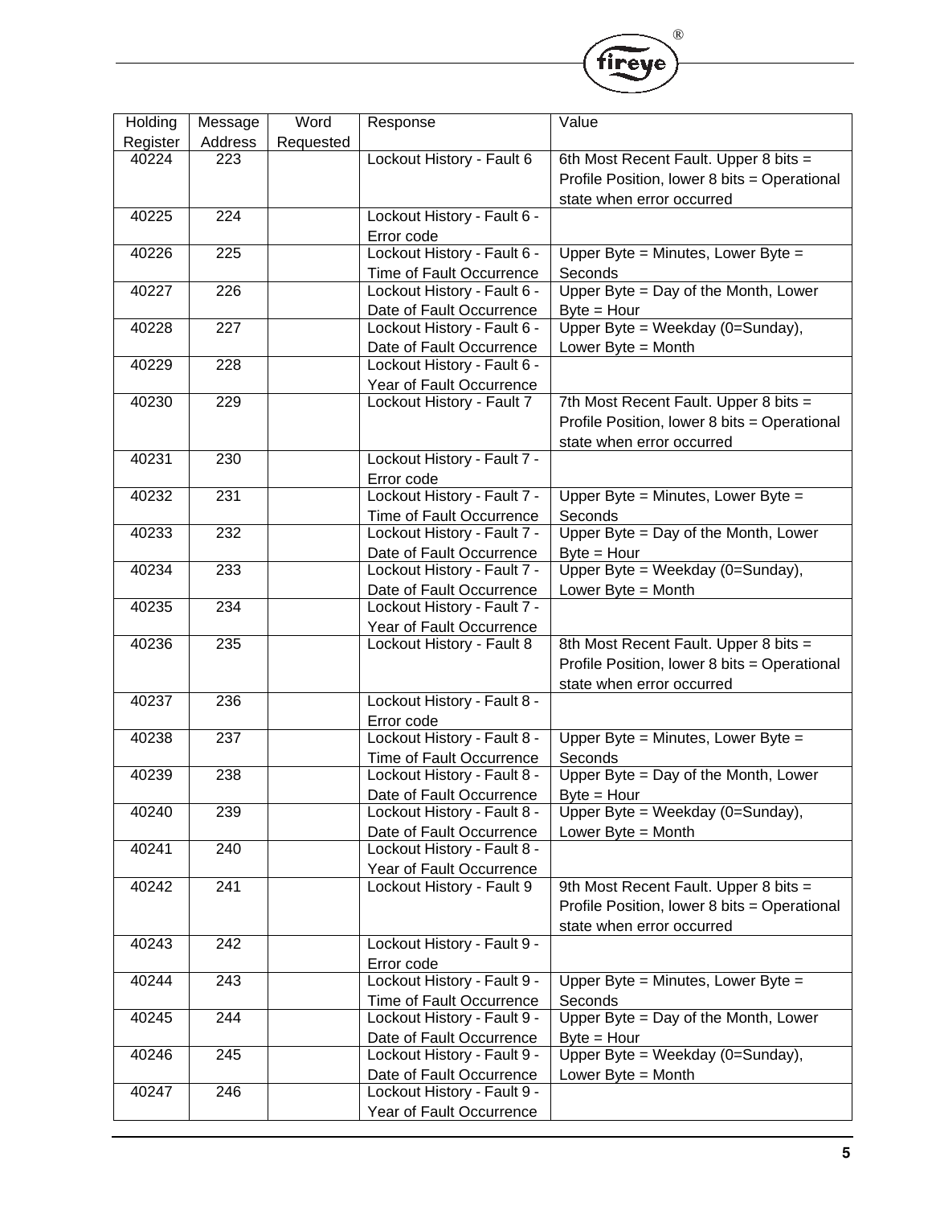| Holding Register | Message Address | Word Requested | Response | Value |
|---|---|---|---|---|
| 40224 | 223 | | Lockout History - Fault 6 | 6th Most Recent Fault. Upper 8 bits = Profile Position, lower 8 bits = Operational state when error occurred |
| 40225 | 224 | | Lockout History - Fault 6 - Error code | |
| 40226 | 225 | | Lockout History - Fault 6 - Time of Fault Occurrence | Upper Byte = Minutes, Lower Byte = Seconds |
| 40227 | 226 | | Lockout History - Fault 6 - Date of Fault Occurrence | Upper Byte = Day of the Month, Lower Byte = Hour |
| 40228 | 227 | | Lockout History - Fault 6 - Date of Fault Occurrence | Upper Byte = Weekday (0=Sunday), Lower Byte = Month |
| 40229 | 228 | | Lockout History - Fault 6 - Year of Fault Occurrence | |
| 40230 | 229 | | Lockout History - Fault 7 | 7th Most Recent Fault. Upper 8 bits = Profile Position, lower 8 bits = Operational state when error occurred |
| 40231 | 230 | | Lockout History - Fault 7 - Error code | |
| 40232 | 231 | | Lockout History - Fault 7 - Time of Fault Occurrence | Upper Byte = Minutes, Lower Byte = Seconds |
| 40233 | 232 | | Lockout History - Fault 7 - Date of Fault Occurrence | Upper Byte = Day of the Month, Lower Byte = Hour |
| 40234 | 233 | | Lockout History - Fault 7 - Date of Fault Occurrence | Upper Byte = Weekday (0=Sunday), Lower Byte = Month |
| 40235 | 234 | | Lockout History - Fault 7 - Year of Fault Occurrence | |
| 40236 | 235 | | Lockout History - Fault 8 | 8th Most Recent Fault. Upper 8 bits = Profile Position, lower 8 bits = Operational state when error occurred |
| 40237 | 236 | | Lockout History - Fault 8 - Error code | |
| 40238 | 237 | | Lockout History - Fault 8 - Time of Fault Occurrence | Upper Byte = Minutes, Lower Byte = Seconds |
| 40239 | 238 | | Lockout History - Fault 8 - Date of Fault Occurrence | Upper Byte = Day of the Month, Lower Byte = Hour |
| 40240 | 239 | | Lockout History - Fault 8 - Date of Fault Occurrence | Upper Byte = Weekday (0=Sunday), Lower Byte = Month |
| 40241 | 240 | | Lockout History - Fault 8 - Year of Fault Occurrence | |
| 40242 | 241 | | Lockout History - Fault 9 | 9th Most Recent Fault. Upper 8 bits = Profile Position, lower 8 bits = Operational state when error occurred |
| 40243 | 242 | | Lockout History - Fault 9 - Error code | |
| 40244 | 243 | | Lockout History - Fault 9 - Time of Fault Occurrence | Upper Byte = Minutes, Lower Byte = Seconds |
| 40245 | 244 | | Lockout History - Fault 9 - Date of Fault Occurrence | Upper Byte = Day of the Month, Lower Byte = Hour |
| 40246 | 245 | | Lockout History - Fault 9 - Date of Fault Occurrence | Upper Byte = Weekday (0=Sunday), Lower Byte = Month |
| 40247 | 246 | | Lockout History - Fault 9 - Year of Fault Occurrence | |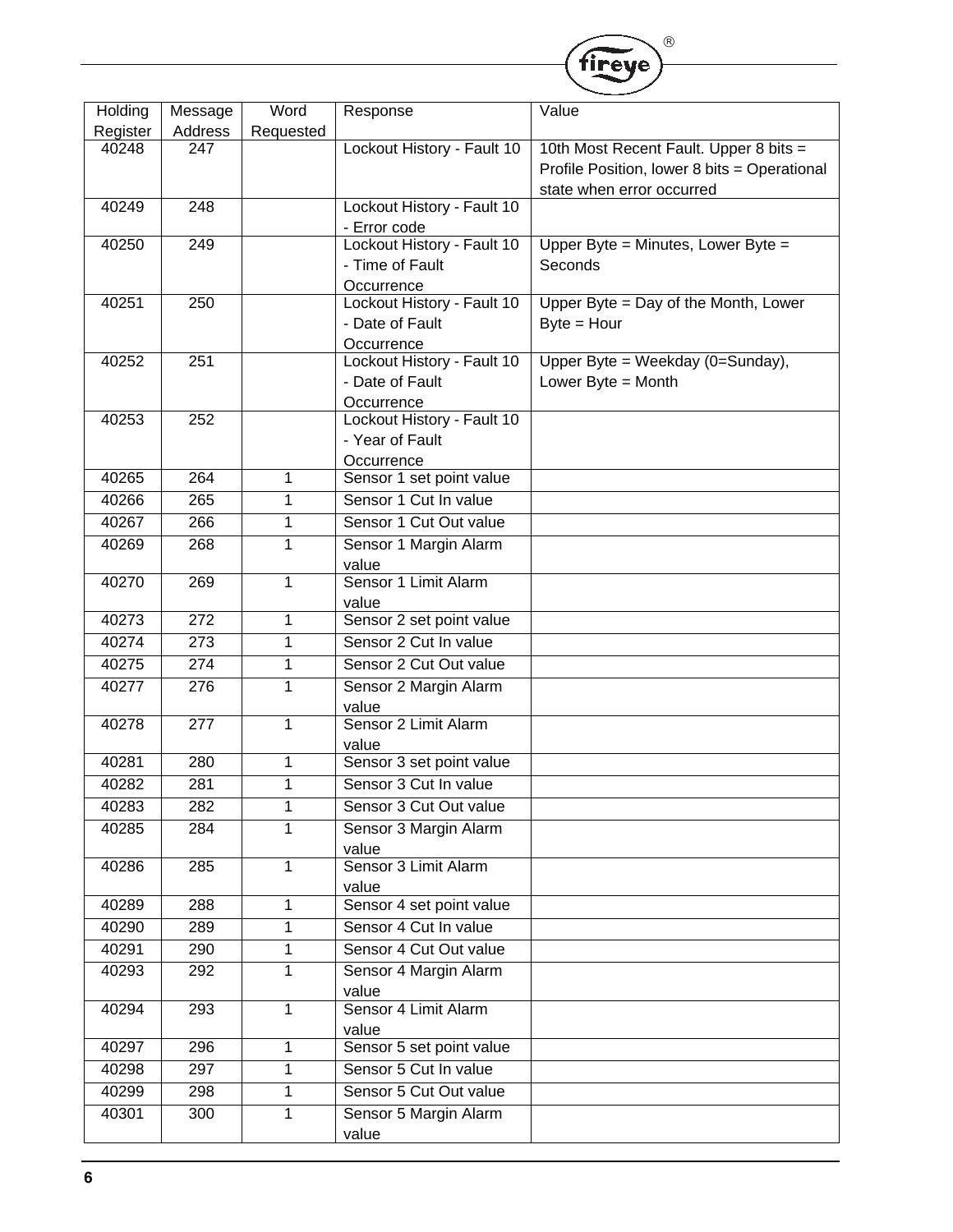| Holding Register | Message Address | Word Requested | Response | Value |
|---|---|---|---|---|
| 40248 | 247 | | Lockout History - Fault 10 | 10th Most Recent Fault. Upper 8 bits = Profile Position, lower 8 bits = Operational state when error occurred |
| 40249 | 248 | | Lockout History - Fault 10 - Error code | |
| 40250 | 249 | | Lockout History - Fault 10 - Time of Fault Occurrence | Upper Byte = Minutes, Lower Byte = Seconds |
| 40251 | 250 | | Lockout History - Fault 10 - Date of Fault Occurrence | Upper Byte = Day of the Month, Lower Byte = Hour |
| 40252 | 251 | | Lockout History - Fault 10 - Date of Fault Occurrence | Upper Byte = Weekday (0=Sunday), Lower Byte = Month |
| 40253 | 252 | | Lockout History - Fault 10 - Year of Fault Occurrence | |
| 40265 | 264 | 1 | Sensor 1 set point value | |
| 40266 | 265 | 1 | Sensor 1 Cut In value | |
| 40267 | 266 | 1 | Sensor 1 Cut Out value | |
| 40269 | 268 | 1 | Sensor 1 Margin Alarm value | |
| 40270 | 269 | 1 | Sensor 1 Limit Alarm value | |
| 40273 | 272 | 1 | Sensor 2 set point value | |
| 40274 | 273 | 1 | Sensor 2 Cut In value | |
| 40275 | 274 | 1 | Sensor 2 Cut Out value | |
| 40277 | 276 | 1 | Sensor 2 Margin Alarm value | |
| 40278 | 277 | 1 | Sensor 2 Limit Alarm value | |
| 40281 | 280 | 1 | Sensor 3 set point value | |
| 40282 | 281 | 1 | Sensor 3 Cut In value | |
| 40283 | 282 | 1 | Sensor 3 Cut Out value | |
| 40285 | 284 | 1 | Sensor 3 Margin Alarm value | |
| 40286 | 285 | 1 | Sensor 3 Limit Alarm value | |
| 40289 | 288 | 1 | Sensor 4 set point value | |
| 40290 | 289 | 1 | Sensor 4 Cut In value | |
| 40291 | 290 | 1 | Sensor 4 Cut Out value | |
| 40293 | 292 | 1 | Sensor 4 Margin Alarm value | |
| 40294 | 293 | 1 | Sensor 4 Limit Alarm value | |
| 40297 | 296 | 1 | Sensor 5 set point value | |
| 40298 | 297 | 1 | Sensor 5 Cut In value | |
| 40299 | 298 | 1 | Sensor 5 Cut Out value | |
| 40301 | 300 | 1 | Sensor 5 Margin Alarm value | |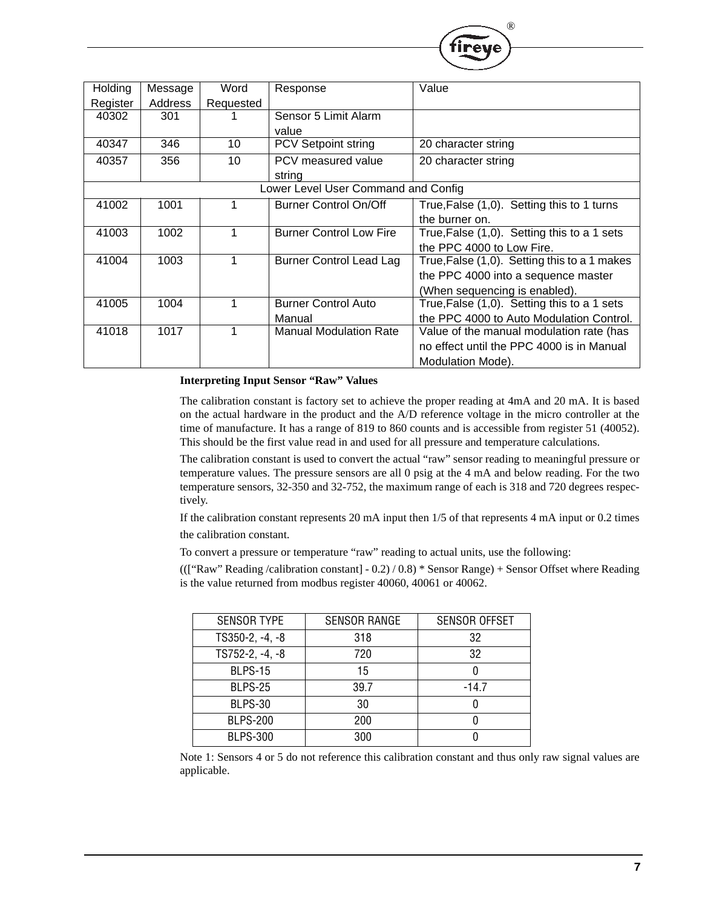| Holding Register | Message Address | Word Requested | Response | Value |
|---|---|---|---|---|
| 40302 | 301 | 1 | Sensor 5 Limit Alarm value | |
| 40347 | 346 | 10 | PCV Setpoint string | 20 character string |
| 40357 | 356 | 10 | PCV measured value string | 20 character string |
| Lower Level User Command and Config | | | | |
| 41002 | 1001 | 1 | Burner Control On/Off | True,False (1,0). Setting this to 1 turns the burner on. |
| 41003 | 1002 | 1 | Burner Control Low Fire | True,False (1,0). Setting this to a 1 sets the PPC 4000 to Low Fire. |
| 41004 | 1003 | 1 | Burner Control Lead Lag | True,False (1,0). Setting this to a 1 makes the PPC 4000 into a sequence master (When sequencing is enabled). |
| 41005 | 1004 | 1 | Burner Control Auto Manual | True,False (1,0). Setting this to a 1 sets the PPC 4000 to Auto Modulation Control. |
| 41018 | 1017 | 1 | Manual Modulation Rate | Value of the manual modulation rate (has no effect until the PPC 4000 is in Manual Modulation Mode). |

**Interpreting Input Sensor “Raw” Values**

The calibration constant is factory set to achieve the proper reading at 4mA and 20 mA. It is based on the actual hardware in the product and the A/D reference voltage in the micro controller at the time of manufacture. It has a range of 819 to 860 counts and is accessible from register 51 (40052). This should be the first value read in and used for all pressure and temperature calculations.

The calibration constant is used to convert the actual “raw” sensor reading to meaningful pressure or temperature values. The pressure sensors are all 0 psig at the 4 mA and below reading. For the two temperature sensors, 32-350 and 32-752, the maximum range of each is 318 and 720 degrees respectively.

If the calibration constant represents 20 mA input then 1/5 of that represents 4 mA input or 0.2 times the calibration constant.

To convert a pressure or temperature “raw” reading to actual units, use the following:

(([“Raw” Reading /calibration constant] - 0.2) / 0.8) * Sensor Range) + Sensor Offset where Reading is the value returned from modbus register 40060, 40061 or 40062.

| SENSOR TYPE | SENSOR RANGE | SENSOR OFFSET |
|---|---|---|
| TS350-2, -4, -8 | 318 | 32 |
| TS752-2, -4, -8 | 720 | 32 |
| BLPS-15 | 15 | 0 |
| BLPS-25 | 39.7 | -14.7 |
| BLPS-30 | 30 | 0 |
| BLPS-200 | 200 | 0 |
| BLPS-300 | 300 | 0 |

Note 1: Sensors 4 or 5 do not reference this calibration constant and thus only raw signal values are applicable.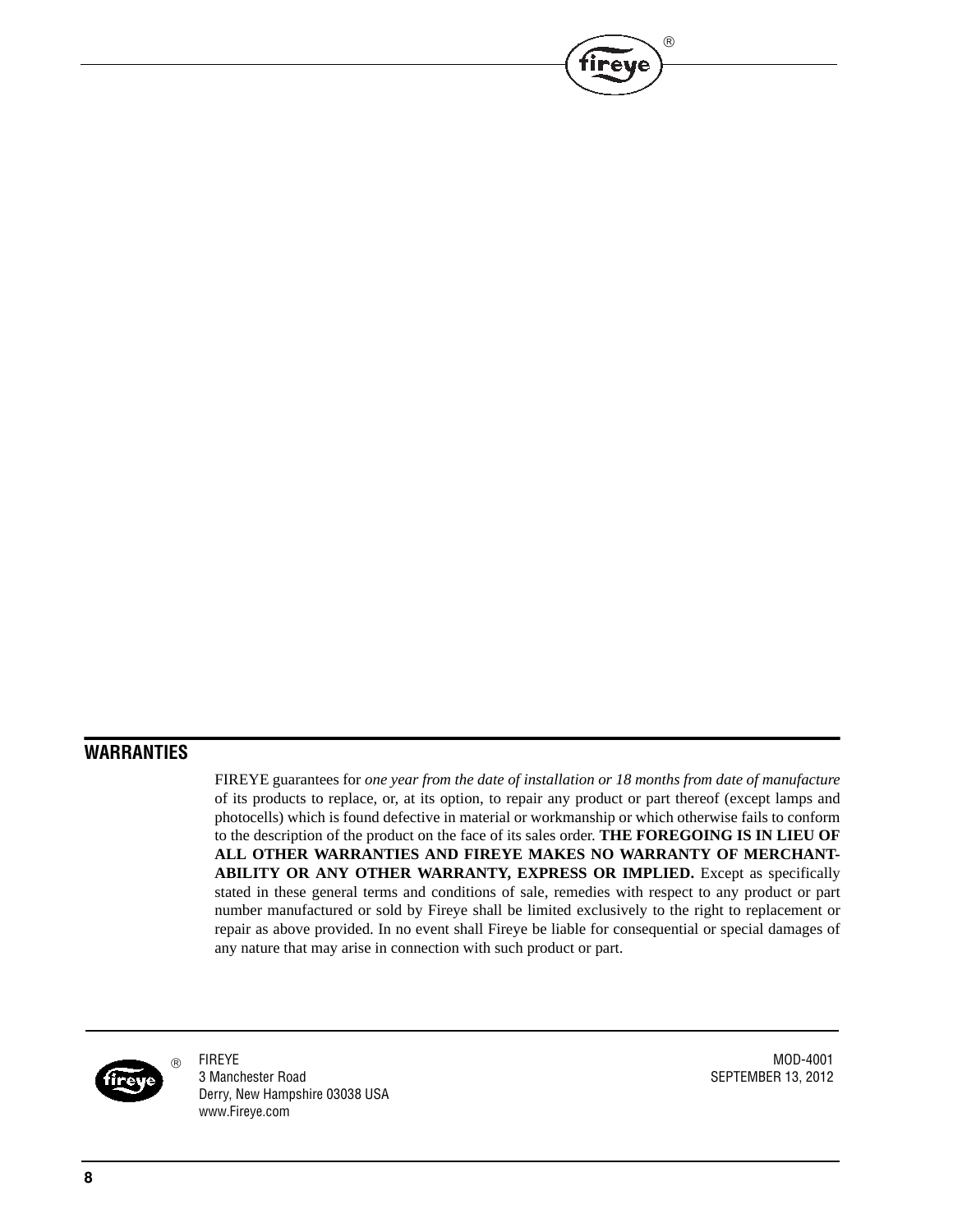## WARRANTIES

FIREYE guarantees for *one year from the date of installation or 18 months from date of manufacture* of its products to replace, or, at its option, to repair any product or part thereof (except lamps and photocells) which is found defective in material or workmanship or which otherwise fails to conform to the description of the product on the face of its sales order. **THE FOREGOING IS IN LIEU OF ALL OTHER WARRANTIES AND FIREYE MAKES NO WARRANTY OF MERCHANTABILITY OR ANY OTHER WARRANTY, EXPRESS OR IMPLIED.** Except as specifically stated in these general terms and conditions of sale, remedies with respect to any product or part number manufactured or sold by Fireye shall be limited exclusively to the right to replacement or repair as above provided. In no event shall Fireye be liable for consequential or special damages of any nature that may arise in connection with such product or part.

FIREYE
3 Manchester Road
Derry, New Hampshire 03038 USA
www.Fireye.com

MOD-4001
SEPTEMBER 13, 2012